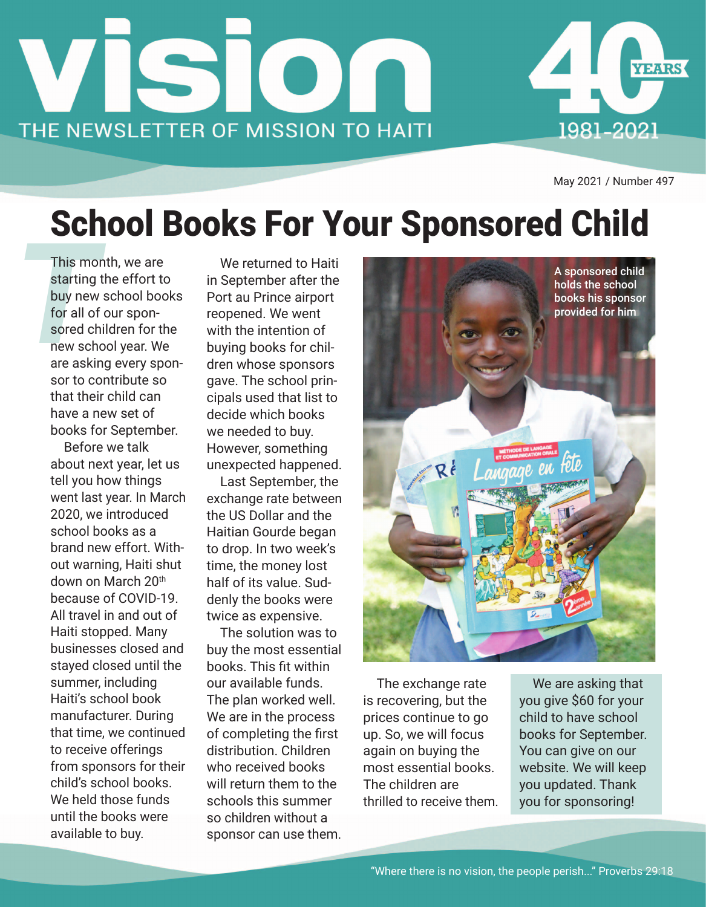# vision

THE NEWSLETTER OF MISSION TO HAITI

40 YEARS 1981-2021

May 2021 / Number 497

# School Books For Your Sponsored Child

This month, we are starting the effort to buy new school books for all of our sponsored children for the new school year. We are asking every sponsor to contribute so that their child can have a new set of books for September.

Before we talk about next year, let us tell you how things went last year. In March 2020, we introduced school books as a brand new effort. Without warning, Haiti shut down on March 20th because of COVID-19. All travel in and out of Haiti stopped. Many businesses closed and stayed closed until the summer, including Haiti's school book manufacturer. During that time, we continued to receive offerings from sponsors for their child's school books. We held those funds until the books were available to buy.

We returned to Haiti in September after the Port au Prince airport reopened. We went with the intention of buying books for children whose sponsors gave. The school principals used that list to decide which books we needed to buy. However, something unexpected happened.

Last September, the exchange rate between the US Dollar and the Haitian Gourde began to drop. In two week's time, the money lost half of its value. Suddenly the books were twice as expensive.

The solution was to buy the most essential books. This fit within our available funds. The plan worked well. We are in the process of completing the first distribution. Children who received books will return them to the schools this summer so children without a sponsor can use them.

A sponsored child holds the school books his sponsor provided for him

The exchange rate is recovering, but the prices continue to go up. So, we will focus again on buying the most essential books. The children are thrilled to receive them.

We are asking that you give $60 for your child to have school books for September. You can give on our website. We will keep you updated. Thank you for sponsoring!

"Where there is no vision, the people perish..." Proverbs 29:18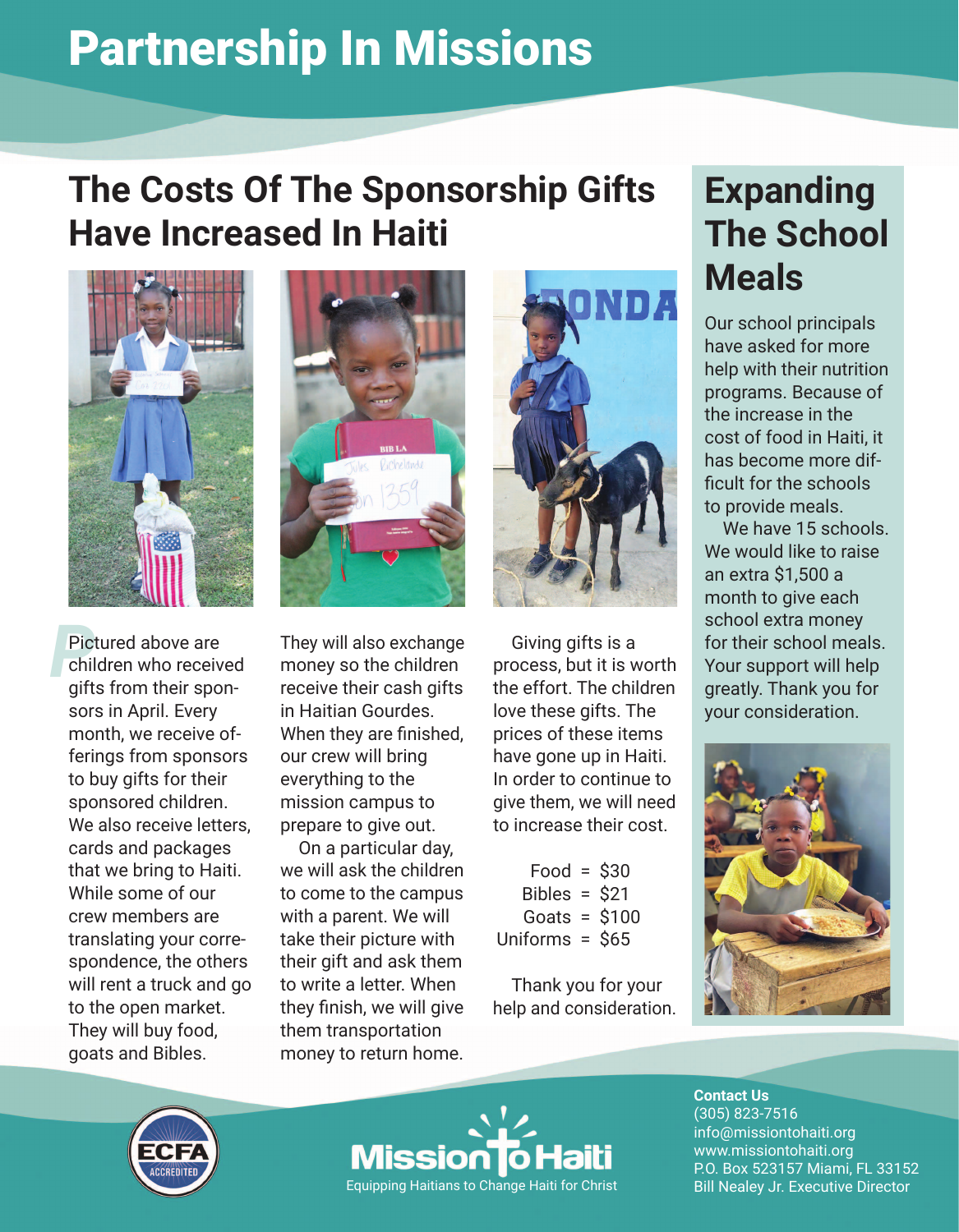# Partnership In Missions

## The Costs Of The Sponsorship Gifts Have Increased In Haiti

Pictured above are children who received gifts from their sponsors in April. Every month, we receive offerings from sponsors to buy gifts for their sponsored children. We also receive letters, cards and packages that we bring to Haiti. While some of our crew members are translating your correspondence, the others will rent a truck and go to the open market. They will buy food, goats and Bibles.

They will also exchange money so the children receive their cash gifts in Haitian Gourdes. When they are finished, our crew will bring everything to the mission campus to prepare to give out.

On a particular day, we will ask the children to come to the campus with a parent. We will take their picture with their gift and ask them to write a letter. When they finish, we will give them transportation money to return home.

Giving gifts is a process, but it is worth the effort. The children love these gifts. The prices of these items have gone up in Haiti. In order to continue to give them, we will need to increase their cost.

Food = $30
Bibles = $21
Goats = $100
Uniforms = $65

Thank you for your help and consideration.

## Expanding The School Meals

Our school principals have asked for more help with their nutrition programs. Because of the increase in the cost of food in Haiti, it has become more difficult for the schools to provide meals.

We have 15 schools. We would like to raise an extra $1,500 a month to give each school extra money for their school meals. Your support will help greatly. Thank you for your consideration.

ECFA ACCREDITED

Mission To Haiti
Equipping Haitians to Change Haiti for Christ

**Contact Us**
(305) 823-7516
info@missiontohaiti.org
www.missiontohaiti.org
P.O. Box 523157 Miami, FL 33152
Bill Nealey Jr. Executive Director